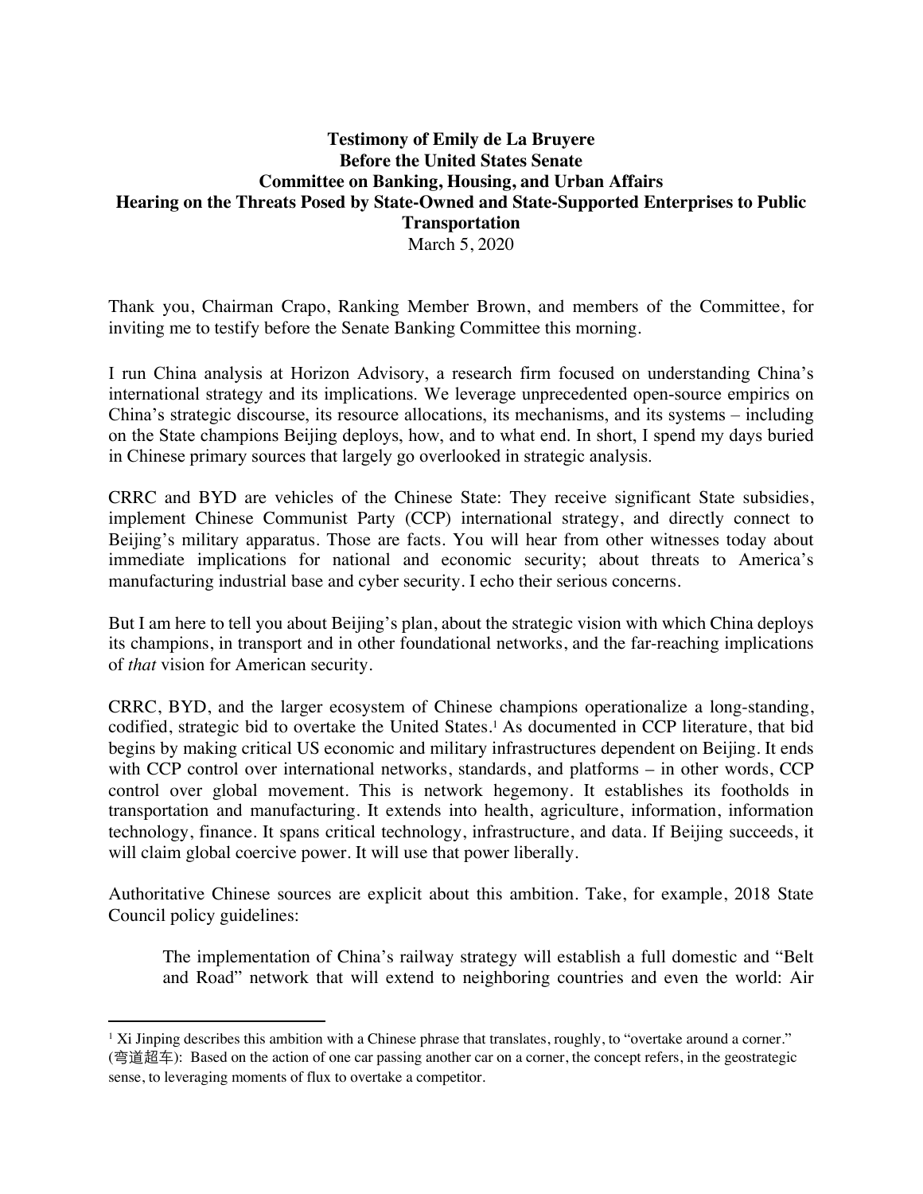**Testimony of Emily de La Bruyere**
**Before the United States Senate**
**Committee on Banking, Housing, and Urban Affairs**
**Hearing on the Threats Posed by State-Owned and State-Supported Enterprises to Public Transportation**
March 5, 2020

Thank you, Chairman Crapo, Ranking Member Brown, and members of the Committee, for inviting me to testify before the Senate Banking Committee this morning.

I run China analysis at Horizon Advisory, a research firm focused on understanding China's international strategy and its implications. We leverage unprecedented open-source empirics on China's strategic discourse, its resource allocations, its mechanisms, and its systems – including on the State champions Beijing deploys, how, and to what end. In short, I spend my days buried in Chinese primary sources that largely go overlooked in strategic analysis.

CRRC and BYD are vehicles of the Chinese State: They receive significant State subsidies, implement Chinese Communist Party (CCP) international strategy, and directly connect to Beijing's military apparatus. Those are facts. You will hear from other witnesses today about immediate implications for national and economic security; about threats to America's manufacturing industrial base and cyber security. I echo their serious concerns.

But I am here to tell you about Beijing's plan, about the strategic vision with which China deploys its champions, in transport and in other foundational networks, and the far-reaching implications of *that* vision for American security.

CRRC, BYD, and the larger ecosystem of Chinese champions operationalize a long-standing, codified, strategic bid to overtake the United States.[1] As documented in CCP literature, that bid begins by making critical US economic and military infrastructures dependent on Beijing. It ends with CCP control over international networks, standards, and platforms – in other words, CCP control over global movement. This is network hegemony. It establishes its footholds in transportation and manufacturing. It extends into health, agriculture, information, information technology, finance. It spans critical technology, infrastructure, and data. If Beijing succeeds, it will claim global coercive power. It will use that power liberally.

Authoritative Chinese sources are explicit about this ambition. Take, for example, 2018 State Council policy guidelines:

> The implementation of China's railway strategy will establish a full domestic and "Belt and Road" network that will extend to neighboring countries and even the world: Air

[1] Xi Jinping describes this ambition with a Chinese phrase that translates, roughly, to "overtake around a corner." (弯道超车): Based on the action of one car passing another car on a corner, the concept refers, in the geostrategic sense, to leveraging moments of flux to overtake a competitor.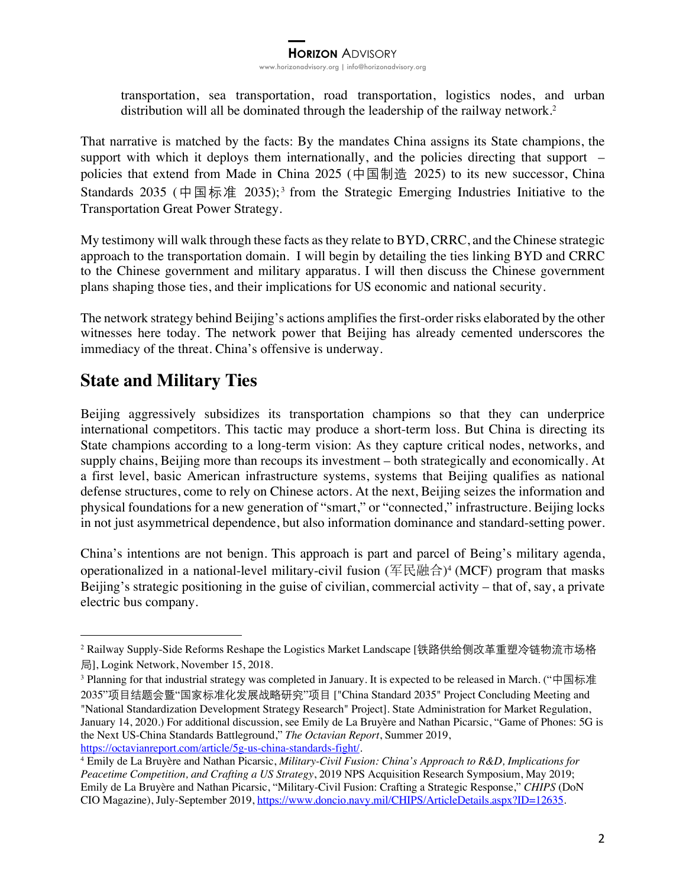> transportation, sea transportation, road transportation, logistics nodes, and urban distribution will all be dominated through the leadership of the railway network.[2]

That narrative is matched by the facts: By the mandates China assigns its State champions, the support with which it deploys them internationally, and the policies directing that support – policies that extend from Made in China 2025 (中国制造 2025) to its new successor, China Standards 2035 (中国标准 2035);[3] from the Strategic Emerging Industries Initiative to the Transportation Great Power Strategy.

My testimony will walk through these facts as they relate to BYD, CRRC, and the Chinese strategic approach to the transportation domain. I will begin by detailing the ties linking BYD and CRRC to the Chinese government and military apparatus. I will then discuss the Chinese government plans shaping those ties, and their implications for US economic and national security.

The network strategy behind Beijing's actions amplifies the first-order risks elaborated by the other witnesses here today. The network power that Beijing has already cemented underscores the immediacy of the threat. China's offensive is underway.

## State and Military Ties

Beijing aggressively subsidizes its transportation champions so that they can underprice international competitors. This tactic may produce a short-term loss. But China is directing its State champions according to a long-term vision: As they capture critical nodes, networks, and supply chains, Beijing more than recoups its investment – both strategically and economically. At a first level, basic American infrastructure systems, systems that Beijing qualifies as national defense structures, come to rely on Chinese actors. At the next, Beijing seizes the information and physical foundations for a new generation of "smart," or "connected," infrastructure. Beijing locks in not just asymmetrical dependence, but also information dominance and standard-setting power.

China's intentions are not benign. This approach is part and parcel of Being's military agenda, operationalized in a national-level military-civil fusion (军民融合)[4] (MCF) program that masks Beijing's strategic positioning in the guise of civilian, commercial activity – that of, say, a private electric bus company.

---

[2] Railway Supply-Side Reforms Reshape the Logistics Market Landscape [铁路供给侧改革重塑冷链物流市场格局], Logink Network, November 15, 2018.

[3] Planning for that industrial strategy was completed in January. It is expected to be released in March. ("中国标准2035"项目结题会暨"国家标准化发展战略研究"项目 ["China Standard 2035" Project Concluding Meeting and "National Standardization Development Strategy Research" Project]. State Administration for Market Regulation, January 14, 2020.) For additional discussion, see Emily de La Bruyère and Nathan Picarsic, "Game of Phones: 5G is the Next US-China Standards Battleground," *The Octavian Report*, Summer 2019, https://octavianreport.com/article/5g-us-china-standards-fight/.

[4] Emily de La Bruyère and Nathan Picarsic, *Military-Civil Fusion: China's Approach to R&D, Implications for Peacetime Competition, and Crafting a US Strategy*, 2019 NPS Acquisition Research Symposium, May 2019; Emily de La Bruyère and Nathan Picarsic, "Military-Civil Fusion: Crafting a Strategic Response," *CHIPS* (DoN CIO Magazine), July-September 2019, https://www.doncio.navy.mil/CHIPS/ArticleDetails.aspx?ID=12635.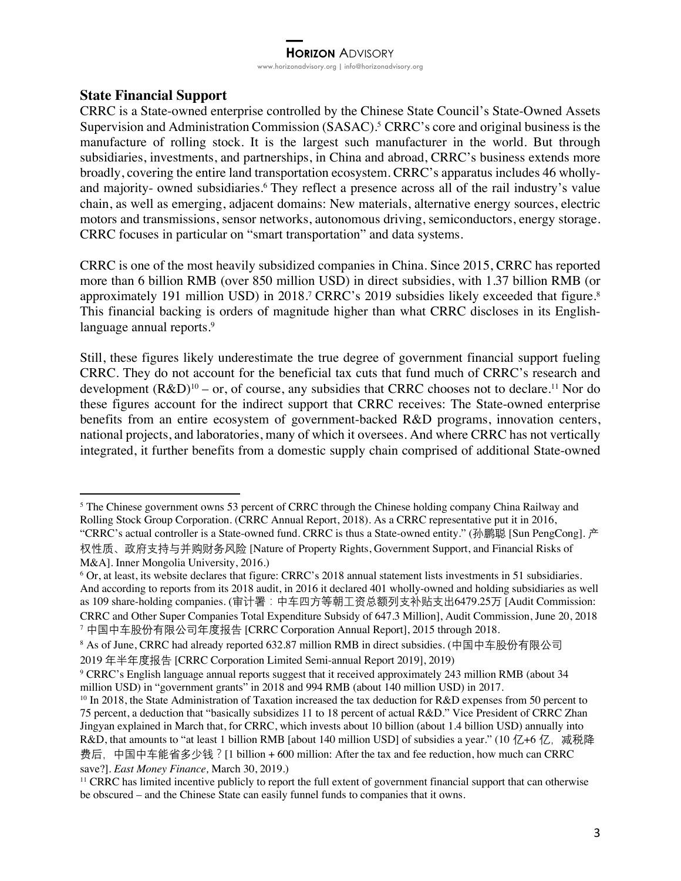## State Financial Support

CRRC is a State-owned enterprise controlled by the Chinese State Council's State-Owned Assets Supervision and Administration Commission (SASAC).[5] CRRC's core and original business is the manufacture of rolling stock. It is the largest such manufacturer in the world. But through subsidiaries, investments, and partnerships, in China and abroad, CRRC's business extends more broadly, covering the entire land transportation ecosystem. CRRC's apparatus includes 46 wholly- and majority- owned subsidiaries.[6] They reflect a presence across all of the rail industry's value chain, as well as emerging, adjacent domains: New materials, alternative energy sources, electric motors and transmissions, sensor networks, autonomous driving, semiconductors, energy storage. CRRC focuses in particular on "smart transportation" and data systems.

CRRC is one of the most heavily subsidized companies in China. Since 2015, CRRC has reported more than 6 billion RMB (over 850 million USD) in direct subsidies, with 1.37 billion RMB (or approximately 191 million USD) in 2018.[7] CRRC's 2019 subsidies likely exceeded that figure.[8] This financial backing is orders of magnitude higher than what CRRC discloses in its English-language annual reports.[9]

Still, these figures likely underestimate the true degree of government financial support fueling CRRC. They do not account for the beneficial tax cuts that fund much of CRRC's research and development (R&D)[10] – or, of course, any subsidies that CRRC chooses not to declare.[11] Nor do these figures account for the indirect support that CRRC receives: The State-owned enterprise benefits from an entire ecosystem of government-backed R&D programs, innovation centers, national projects, and laboratories, many of which it oversees. And where CRRC has not vertically integrated, it further benefits from a domestic supply chain comprised of additional State-owned

---

[5] The Chinese government owns 53 percent of CRRC through the Chinese holding company China Railway and Rolling Stock Group Corporation. (CRRC Annual Report, 2018). As a CRRC representative put it in 2016, "CRRC's actual controller is a State-owned fund. CRRC is thus a State-owned entity." (孙鹏聪 [Sun PengCong]. 产权性质、政府支持与并购财务风险 [Nature of Property Rights, Government Support, and Financial Risks of M&A]. Inner Mongolia University, 2016.)

[6] Or, at least, its website declares that figure: CRRC's 2018 annual statement lists investments in 51 subsidiaries. And according to reports from its 2018 audit, in 2016 it declared 401 wholly-owned and holding subsidiaries as well as 109 share-holding companies. (审计署：中车四方等朝工资总额列支补贴支出6479.25万 [Audit Commission: CRRC and Other Super Companies Total Expenditure Subsidy of 647.3 Million], Audit Commission, June 20, 2018

[7] 中国中车股份有限公司年度报告 [CRRC Corporation Annual Report], 2015 through 2018.

[8] As of June, CRRC had already reported 632.87 million RMB in direct subsidies. (中国中车股份有限公司 2019 年半年度报告 [CRRC Corporation Limited Semi-annual Report 2019], 2019)

[9] CRRC's English language annual reports suggest that it received approximately 243 million RMB (about 34 million USD) in "government grants" in 2018 and 994 RMB (about 140 million USD) in 2017.

[10] In 2018, the State Administration of Taxation increased the tax deduction for R&D expenses from 50 percent to 75 percent, a deduction that "basically subsidizes 11 to 18 percent of actual R&D." Vice President of CRRC Zhan Jingyan explained in March that, for CRRC, which invests about 10 billion (about 1.4 billion USD) annually into R&D, that amounts to "at least 1 billion RMB [about 140 million USD] of subsidies a year." (10 亿+6 亿，减税降费后，中国中车能省多少钱？[1 billion + 600 million: After the tax and fee reduction, how much can CRRC save?]. *East Money Finance,* March 30, 2019.)

[11] CRRC has limited incentive publicly to report the full extent of government financial support that can otherwise be obscured – and the Chinese State can easily funnel funds to companies that it owns.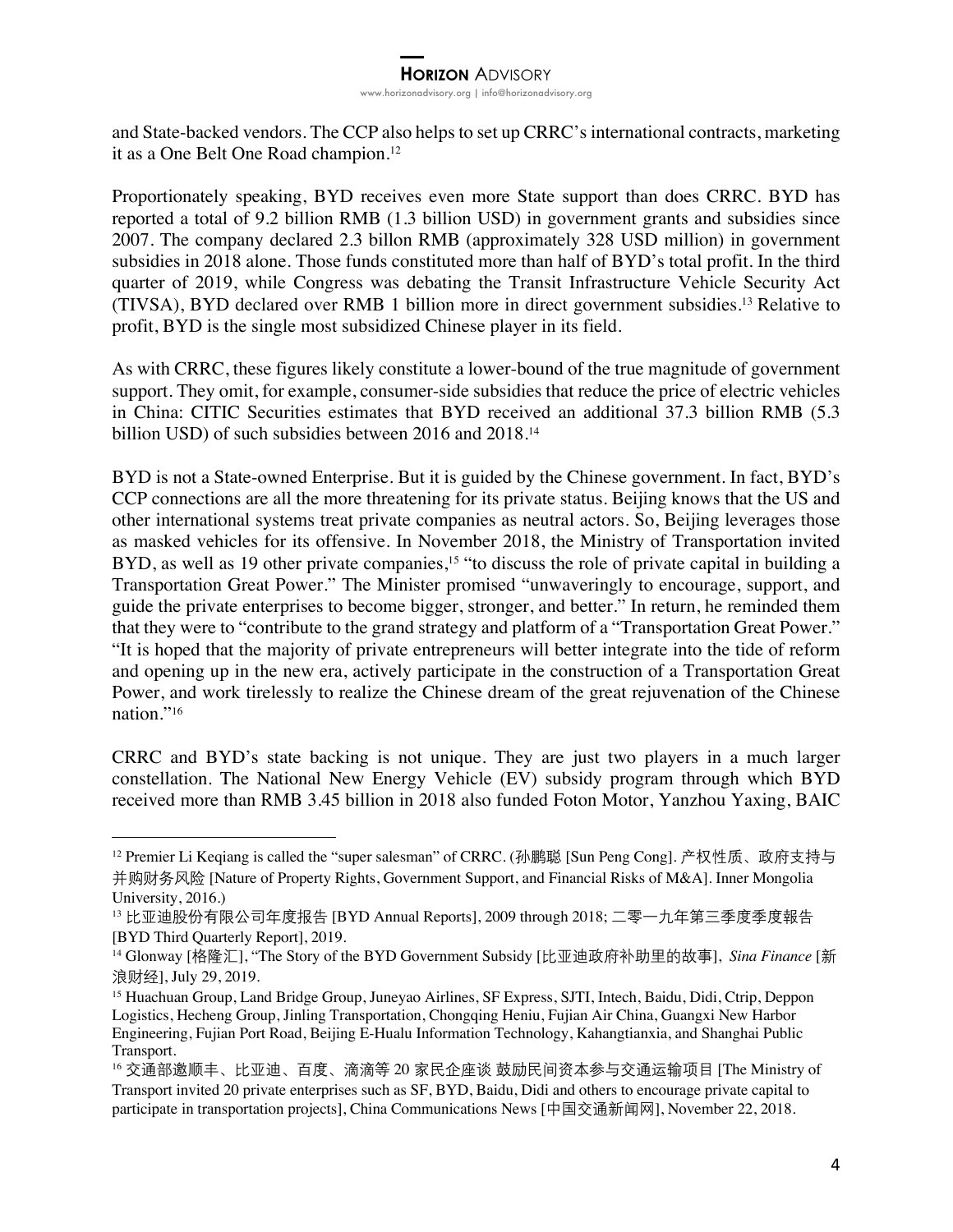and State-backed vendors. The CCP also helps to set up CRRC's international contracts, marketing it as a One Belt One Road champion.[12]

Proportionately speaking, BYD receives even more State support than does CRRC. BYD has reported a total of 9.2 billion RMB (1.3 billion USD) in government grants and subsidies since 2007. The company declared 2.3 billon RMB (approximately 328 USD million) in government subsidies in 2018 alone. Those funds constituted more than half of BYD's total profit. In the third quarter of 2019, while Congress was debating the Transit Infrastructure Vehicle Security Act (TIVSA), BYD declared over RMB 1 billion more in direct government subsidies.[13] Relative to profit, BYD is the single most subsidized Chinese player in its field.

As with CRRC, these figures likely constitute a lower-bound of the true magnitude of government support. They omit, for example, consumer-side subsidies that reduce the price of electric vehicles in China: CITIC Securities estimates that BYD received an additional 37.3 billion RMB (5.3 billion USD) of such subsidies between 2016 and 2018.[14]

BYD is not a State-owned Enterprise. But it is guided by the Chinese government. In fact, BYD's CCP connections are all the more threatening for its private status. Beijing knows that the US and other international systems treat private companies as neutral actors. So, Beijing leverages those as masked vehicles for its offensive. In November 2018, the Ministry of Transportation invited BYD, as well as 19 other private companies,[15] "to discuss the role of private capital in building a Transportation Great Power." The Minister promised "unwaveringly to encourage, support, and guide the private enterprises to become bigger, stronger, and better." In return, he reminded them that they were to "contribute to the grand strategy and platform of a "Transportation Great Power." "It is hoped that the majority of private entrepreneurs will better integrate into the tide of reform and opening up in the new era, actively participate in the construction of a Transportation Great Power, and work tirelessly to realize the Chinese dream of the great rejuvenation of the Chinese nation."[16]

CRRC and BYD's state backing is not unique. They are just two players in a much larger constellation. The National New Energy Vehicle (EV) subsidy program through which BYD received more than RMB 3.45 billion in 2018 also funded Foton Motor, Yanzhou Yaxing, BAIC

---

[12] Premier Li Keqiang is called the "super salesman" of CRRC. (孙鹏聪 [Sun Peng Cong]. 产权性质、政府支持与并购财务风险 [Nature of Property Rights, Government Support, and Financial Risks of M&A]. Inner Mongolia University, 2016.)

[13] 比亚迪股份有限公司年度报告 [BYD Annual Reports], 2009 through 2018; 二零一九年第三季度季度報告 [BYD Third Quarterly Report], 2019.

[14] Glonway [格隆汇], "The Story of the BYD Government Subsidy [比亚迪政府补助里的故事], *Sina Finance* [新浪财经], July 29, 2019.

[15] Huachuan Group, Land Bridge Group, Juneyao Airlines, SF Express, SJTI, Intech, Baidu, Didi, Ctrip, Deppon Logistics, Hecheng Group, Jinling Transportation, Chongqing Heniu, Fujian Air China, Guangxi New Harbor Engineering, Fujian Port Road, Beijing E-Hualu Information Technology, Kahangtianxia, and Shanghai Public Transport.

[16] 交通部邀顺丰、比亚迪、百度、滴滴等 20 家民企座谈 鼓励民间资本参与交通运输项目 [The Ministry of Transport invited 20 private enterprises such as SF, BYD, Baidu, Didi and others to encourage private capital to participate in transportation projects], China Communications News [中国交通新闻网], November 22, 2018.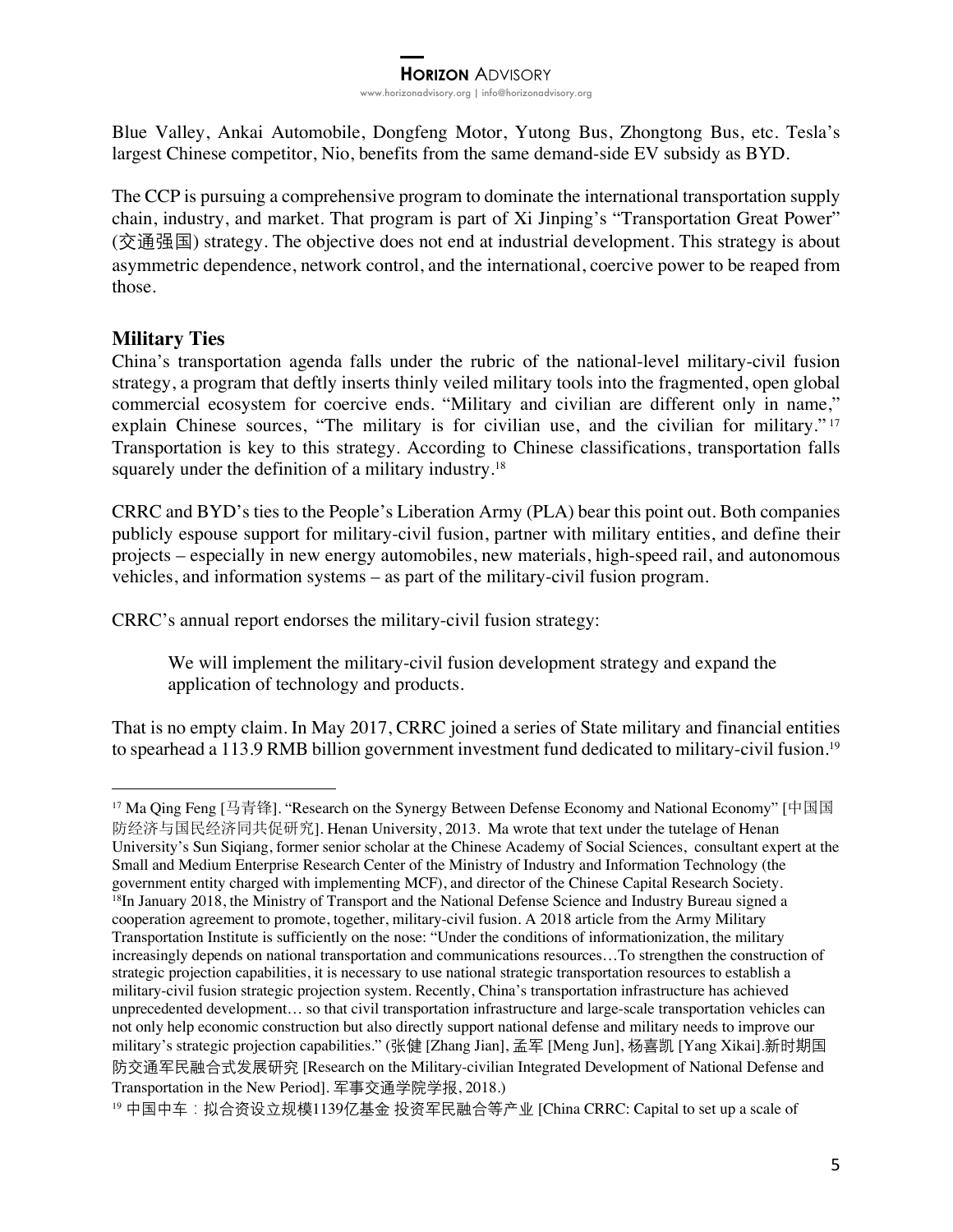Blue Valley, Ankai Automobile, Dongfeng Motor, Yutong Bus, Zhongtong Bus, etc. Tesla's largest Chinese competitor, Nio, benefits from the same demand-side EV subsidy as BYD.

The CCP is pursuing a comprehensive program to dominate the international transportation supply chain, industry, and market. That program is part of Xi Jinping's "Transportation Great Power" (交通强国) strategy. The objective does not end at industrial development. This strategy is about asymmetric dependence, network control, and the international, coercive power to be reaped from those.

## Military Ties

China's transportation agenda falls under the rubric of the national-level military-civil fusion strategy, a program that deftly inserts thinly veiled military tools into the fragmented, open global commercial ecosystem for coercive ends. "Military and civilian are different only in name," explain Chinese sources, "The military is for civilian use, and the civilian for military."[17] Transportation is key to this strategy. According to Chinese classifications, transportation falls squarely under the definition of a military industry.[18]

CRRC and BYD's ties to the People's Liberation Army (PLA) bear this point out. Both companies publicly espouse support for military-civil fusion, partner with military entities, and define their projects – especially in new energy automobiles, new materials, high-speed rail, and autonomous vehicles, and information systems – as part of the military-civil fusion program.

CRRC's annual report endorses the military-civil fusion strategy:

> We will implement the military-civil fusion development strategy and expand the application of technology and products.

That is no empty claim. In May 2017, CRRC joined a series of State military and financial entities to spearhead a 113.9 RMB billion government investment fund dedicated to military-civil fusion.[19]

---

[17] Ma Qing Feng [马青锋]. "Research on the Synergy Between Defense Economy and National Economy" [中国国防经济与国民经济同共促研究]. Henan University, 2013. Ma wrote that text under the tutelage of Henan University's Sun Siqiang, former senior scholar at the Chinese Academy of Social Sciences, consultant expert at the Small and Medium Enterprise Research Center of the Ministry of Industry and Information Technology (the government entity charged with implementing MCF), and director of the Chinese Capital Research Society.

[18] In January 2018, the Ministry of Transport and the National Defense Science and Industry Bureau signed a cooperation agreement to promote, together, military-civil fusion. A 2018 article from the Army Military Transportation Institute is sufficiently on the nose: "Under the conditions of informationization, the military increasingly depends on national transportation and communications resources…To strengthen the construction of strategic projection capabilities, it is necessary to use national strategic transportation resources to establish a military-civil fusion strategic projection system. Recently, China's transportation infrastructure has achieved unprecedented development… so that civil transportation infrastructure and large-scale transportation vehicles can not only help economic construction but also directly support national defense and military needs to improve our military's strategic projection capabilities." (张健 [Zhang Jian], 孟军 [Meng Jun], 杨喜凯 [Yang Xikai].新时期国防交通军民融合式发展研究 [Research on the Military-civilian Integrated Development of National Defense and Transportation in the New Period]. 军事交通学院学报, 2018.)

[19] 中国中车：拟合资设立规模1139亿基金 投资军民融合等产业 [China CRRC: Capital to set up a scale of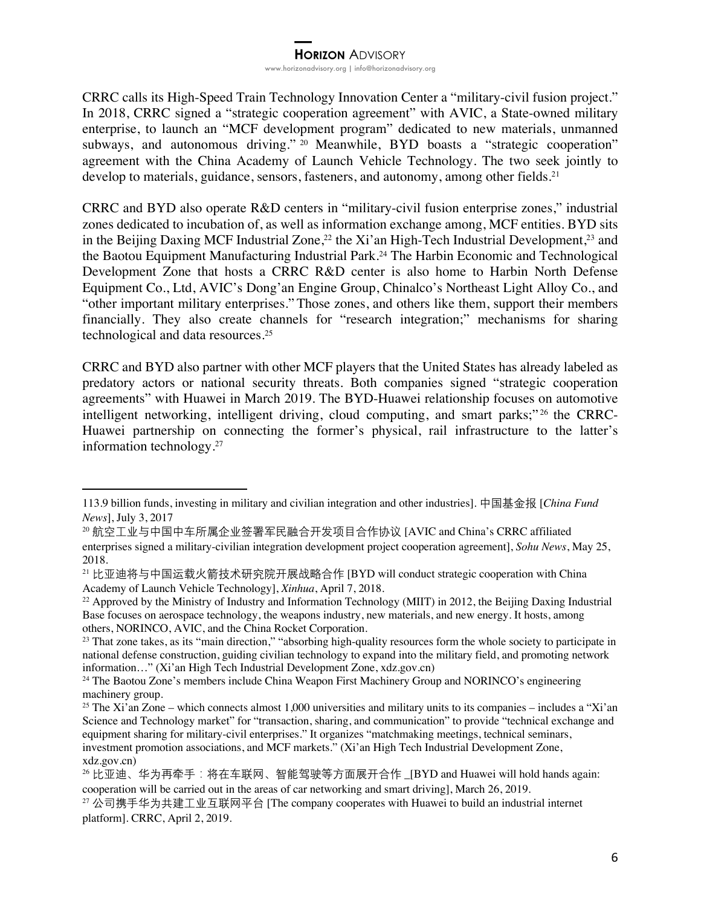CRRC calls its High-Speed Train Technology Innovation Center a "military-civil fusion project." In 2018, CRRC signed a "strategic cooperation agreement" with AVIC, a State-owned military enterprise, to launch an "MCF development program" dedicated to new materials, unmanned subways, and autonomous driving."[20] Meanwhile, BYD boasts a "strategic cooperation" agreement with the China Academy of Launch Vehicle Technology. The two seek jointly to develop to materials, guidance, sensors, fasteners, and autonomy, among other fields.[21]

CRRC and BYD also operate R&D centers in "military-civil fusion enterprise zones," industrial zones dedicated to incubation of, as well as information exchange among, MCF entities. BYD sits in the Beijing Daxing MCF Industrial Zone,[22] the Xi'an High-Tech Industrial Development,[23] and the Baotou Equipment Manufacturing Industrial Park.[24] The Harbin Economic and Technological Development Zone that hosts a CRRC R&D center is also home to Harbin North Defense Equipment Co., Ltd, AVIC's Dong'an Engine Group, Chinalco's Northeast Light Alloy Co., and "other important military enterprises." Those zones, and others like them, support their members financially. They also create channels for "research integration;" mechanisms for sharing technological and data resources.[25]

CRRC and BYD also partner with other MCF players that the United States has already labeled as predatory actors or national security threats. Both companies signed "strategic cooperation agreements" with Huawei in March 2019. The BYD-Huawei relationship focuses on automotive intelligent networking, intelligent driving, cloud computing, and smart parks;"[26] the CRRC-Huawei partnership on connecting the former's physical, rail infrastructure to the latter's information technology.[27]

---

113.9 billion funds, investing in military and civilian integration and other industries]. 中国基金报 [*China Fund News*], July 3, 2017

[20] 航空工业与中国中车所属企业签署军民融合开发项目合作协议 [AVIC and China's CRRC affiliated enterprises signed a military-civilian integration development project cooperation agreement], *Sohu News*, May 25, 2018.

[21] 比亚迪将与中国运载火箭技术研究院开展战略合作 [BYD will conduct strategic cooperation with China Academy of Launch Vehicle Technology], *Xinhua*, April 7, 2018.

[22] Approved by the Ministry of Industry and Information Technology (MIIT) in 2012, the Beijing Daxing Industrial Base focuses on aerospace technology, the weapons industry, new materials, and new energy. It hosts, among others, NORINCO, AVIC, and the China Rocket Corporation.

[23] That zone takes, as its "main direction," "absorbing high-quality resources form the whole society to participate in national defense construction, guiding civilian technology to expand into the military field, and promoting network information…" (Xi'an High Tech Industrial Development Zone, xdz.gov.cn)

[24] The Baotou Zone's members include China Weapon First Machinery Group and NORINCO's engineering machinery group.

[25] The Xi'an Zone – which connects almost 1,000 universities and military units to its companies – includes a "Xi'an Science and Technology market" for "transaction, sharing, and communication" to provide "technical exchange and equipment sharing for military-civil enterprises." It organizes "matchmaking meetings, technical seminars, investment promotion associations, and MCF markets." (Xi'an High Tech Industrial Development Zone, xdz.gov.cn)

[26] 比亚迪、华为再牵手：将在车联网、智能驾驶等方面展开合作 _[BYD and Huawei will hold hands again: cooperation will be carried out in the areas of car networking and smart driving], March 26, 2019.

[27] 公司携手华为共建工业互联网平台 [The company cooperates with Huawei to build an industrial internet platform]. CRRC, April 2, 2019.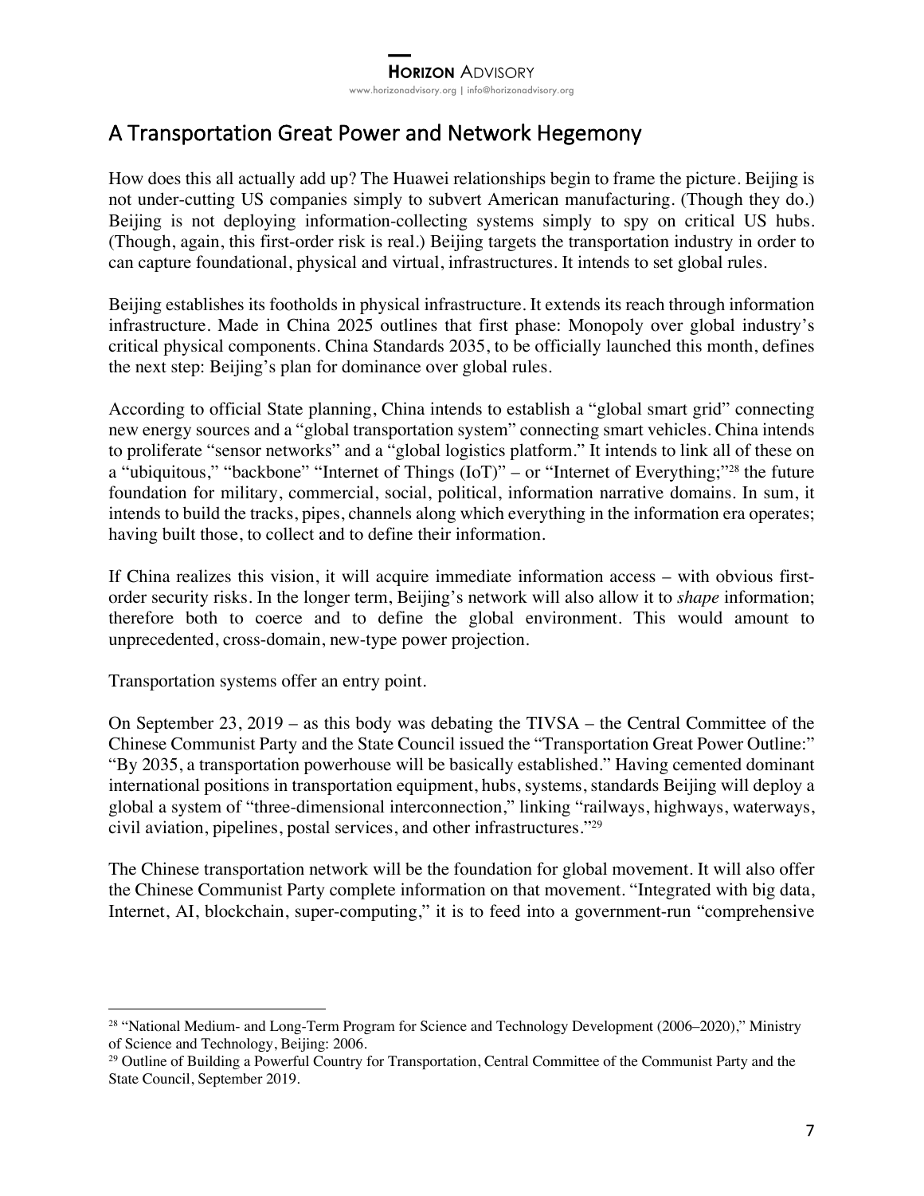## A Transportation Great Power and Network Hegemony

How does this all actually add up? The Huawei relationships begin to frame the picture. Beijing is not under-cutting US companies simply to subvert American manufacturing. (Though they do.) Beijing is not deploying information-collecting systems simply to spy on critical US hubs. (Though, again, this first-order risk is real.) Beijing targets the transportation industry in order to can capture foundational, physical and virtual, infrastructures. It intends to set global rules.

Beijing establishes its footholds in physical infrastructure. It extends its reach through information infrastructure. Made in China 2025 outlines that first phase: Monopoly over global industry's critical physical components. China Standards 2035, to be officially launched this month, defines the next step: Beijing's plan for dominance over global rules.

According to official State planning, China intends to establish a "global smart grid" connecting new energy sources and a "global transportation system" connecting smart vehicles. China intends to proliferate "sensor networks" and a "global logistics platform." It intends to link all of these on a "ubiquitous," "backbone" "Internet of Things (IoT)" – or "Internet of Everything;"[28] the future foundation for military, commercial, social, political, information narrative domains. In sum, it intends to build the tracks, pipes, channels along which everything in the information era operates; having built those, to collect and to define their information.

If China realizes this vision, it will acquire immediate information access – with obvious first-order security risks. In the longer term, Beijing's network will also allow it to *shape* information; therefore both to coerce and to define the global environment. This would amount to unprecedented, cross-domain, new-type power projection.

Transportation systems offer an entry point.

On September 23, 2019 – as this body was debating the TIVSA – the Central Committee of the Chinese Communist Party and the State Council issued the "Transportation Great Power Outline:" "By 2035, a transportation powerhouse will be basically established." Having cemented dominant international positions in transportation equipment, hubs, systems, standards Beijing will deploy a global a system of "three-dimensional interconnection," linking "railways, highways, waterways, civil aviation, pipelines, postal services, and other infrastructures."[29]

The Chinese transportation network will be the foundation for global movement. It will also offer the Chinese Communist Party complete information on that movement. "Integrated with big data, Internet, AI, blockchain, super-computing," it is to feed into a government-run "comprehensive

---

[28] "National Medium- and Long-Term Program for Science and Technology Development (2006–2020)," Ministry of Science and Technology, Beijing: 2006.

[29] Outline of Building a Powerful Country for Transportation, Central Committee of the Communist Party and the State Council, September 2019.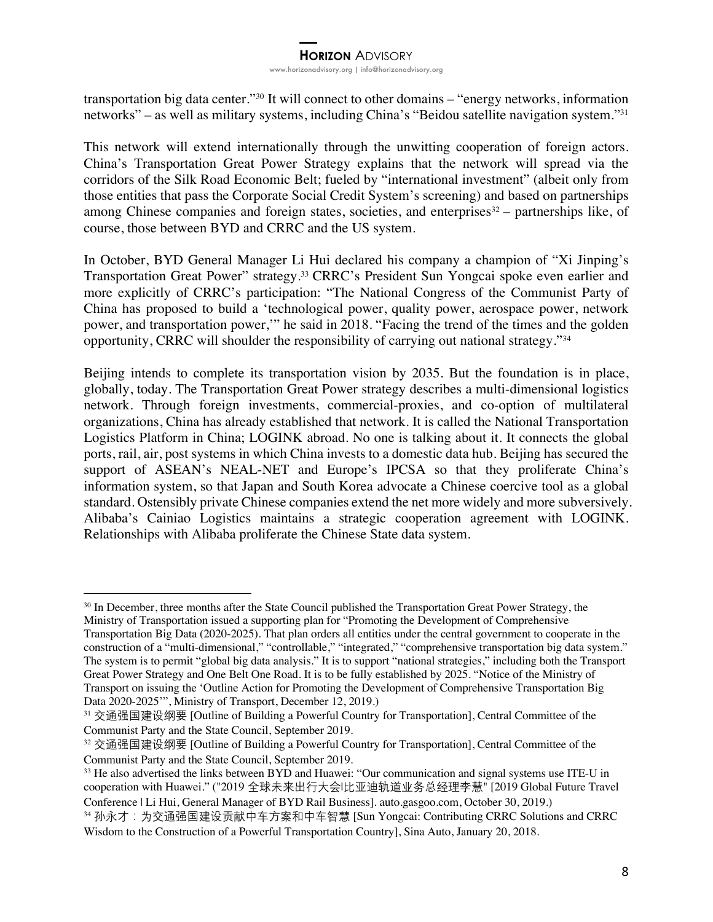transportation big data center."[30] It will connect to other domains – "energy networks, information networks" – as well as military systems, including China's "Beidou satellite navigation system."[31]

This network will extend internationally through the unwitting cooperation of foreign actors. China's Transportation Great Power Strategy explains that the network will spread via the corridors of the Silk Road Economic Belt; fueled by "international investment" (albeit only from those entities that pass the Corporate Social Credit System's screening) and based on partnerships among Chinese companies and foreign states, societies, and enterprises[32] – partnerships like, of course, those between BYD and CRRC and the US system.

In October, BYD General Manager Li Hui declared his company a champion of "Xi Jinping's Transportation Great Power" strategy.[33] CRRC's President Sun Yongcai spoke even earlier and more explicitly of CRRC's participation: "The National Congress of the Communist Party of China has proposed to build a 'technological power, quality power, aerospace power, network power, and transportation power,'" he said in 2018. "Facing the trend of the times and the golden opportunity, CRRC will shoulder the responsibility of carrying out national strategy."[34]

Beijing intends to complete its transportation vision by 2035. But the foundation is in place, globally, today. The Transportation Great Power strategy describes a multi-dimensional logistics network. Through foreign investments, commercial-proxies, and co-option of multilateral organizations, China has already established that network. It is called the National Transportation Logistics Platform in China; LOGINK abroad. No one is talking about it. It connects the global ports, rail, air, post systems in which China invests to a domestic data hub. Beijing has secured the support of ASEAN's NEAL-NET and Europe's IPCSA so that they proliferate China's information system, so that Japan and South Korea advocate a Chinese coercive tool as a global standard. Ostensibly private Chinese companies extend the net more widely and more subversively. Alibaba's Cainiao Logistics maintains a strategic cooperation agreement with LOGINK. Relationships with Alibaba proliferate the Chinese State data system.

---

[30] In December, three months after the State Council published the Transportation Great Power Strategy, the Ministry of Transportation issued a supporting plan for "Promoting the Development of Comprehensive Transportation Big Data (2020-2025). That plan orders all entities under the central government to cooperate in the construction of a "multi-dimensional," "controllable," "integrated," "comprehensive transportation big data system." The system is to permit "global big data analysis." It is to support "national strategies," including both the Transport Great Power Strategy and One Belt One Road. It is to be fully established by 2025. "Notice of the Ministry of Transport on issuing the 'Outline Action for Promoting the Development of Comprehensive Transportation Big Data 2020-2025'", Ministry of Transport, December 12, 2019.)

[31] 交通强国建设纲要 [Outline of Building a Powerful Country for Transportation], Central Committee of the Communist Party and the State Council, September 2019.

[32] 交通强国建设纲要 [Outline of Building a Powerful Country for Transportation], Central Committee of the Communist Party and the State Council, September 2019.

[33] He also advertised the links between BYD and Huawei: "Our communication and signal systems use ITE-U in cooperation with Huawei." ("2019 全球未来出行大会|比亚迪轨道业务总经理李慧" [2019 Global Future Travel Conference | Li Hui, General Manager of BYD Rail Business]. auto.gasgoo.com, October 30, 2019.)

[34] 孙永才：为交通强国建设贡献中车方案和中车智慧 [Sun Yongcai: Contributing CRRC Solutions and CRRC Wisdom to the Construction of a Powerful Transportation Country], Sina Auto, January 20, 2018.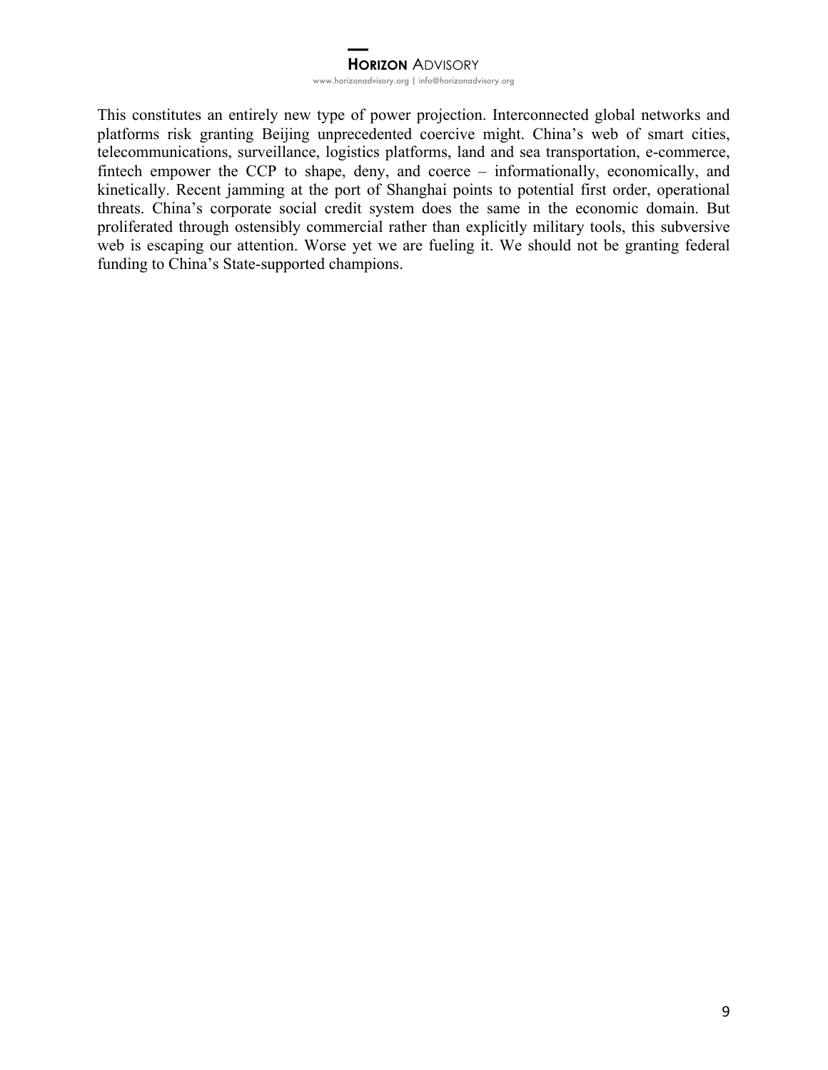This constitutes an entirely new type of power projection. Interconnected global networks and platforms risk granting Beijing unprecedented coercive might. China's web of smart cities, telecommunications, surveillance, logistics platforms, land and sea transportation, e-commerce, fintech empower the CCP to shape, deny, and coerce – informationally, economically, and kinetically. Recent jamming at the port of Shanghai points to potential first order, operational threats. China's corporate social credit system does the same in the economic domain. But proliferated through ostensibly commercial rather than explicitly military tools, this subversive web is escaping our attention. Worse yet we are fueling it. We should not be granting federal funding to China's State-supported champions.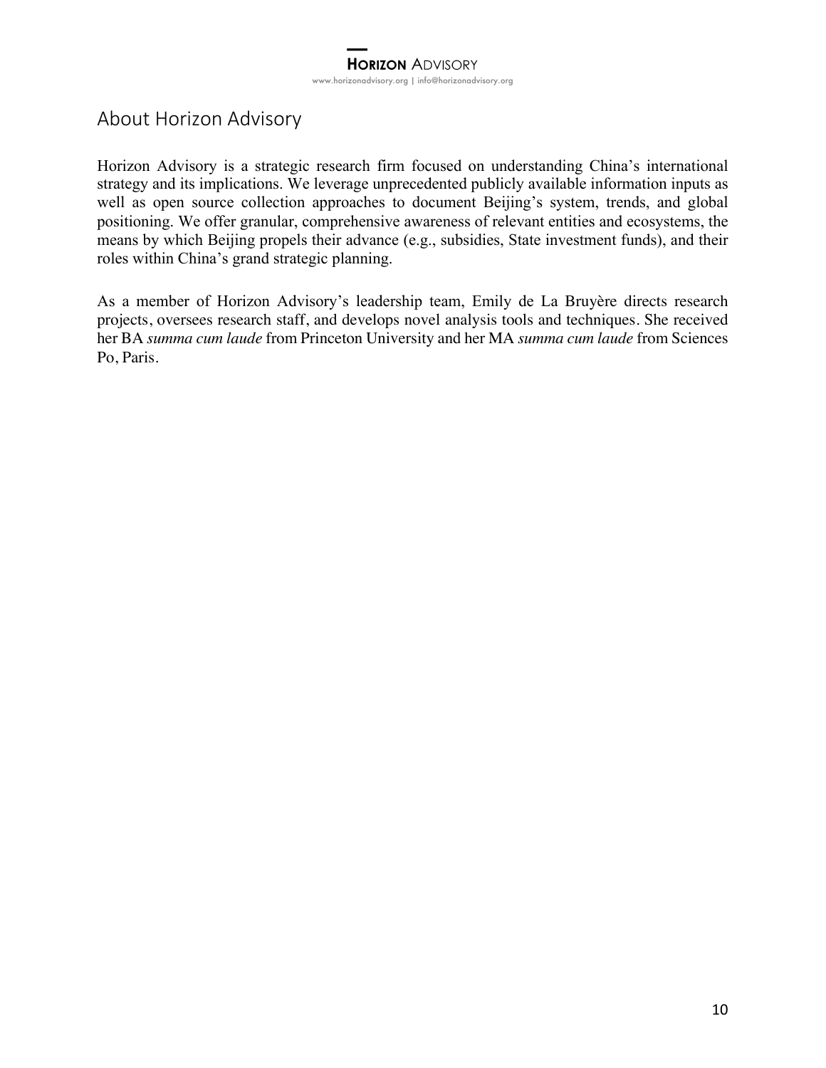## About Horizon Advisory

Horizon Advisory is a strategic research firm focused on understanding China's international strategy and its implications. We leverage unprecedented publicly available information inputs as well as open source collection approaches to document Beijing's system, trends, and global positioning. We offer granular, comprehensive awareness of relevant entities and ecosystems, the means by which Beijing propels their advance (e.g., subsidies, State investment funds), and their roles within China's grand strategic planning.

As a member of Horizon Advisory's leadership team, Emily de La Bruyère directs research projects, oversees research staff, and develops novel analysis tools and techniques. She received her BA *summa cum laude* from Princeton University and her MA *summa cum laude* from Sciences Po, Paris.